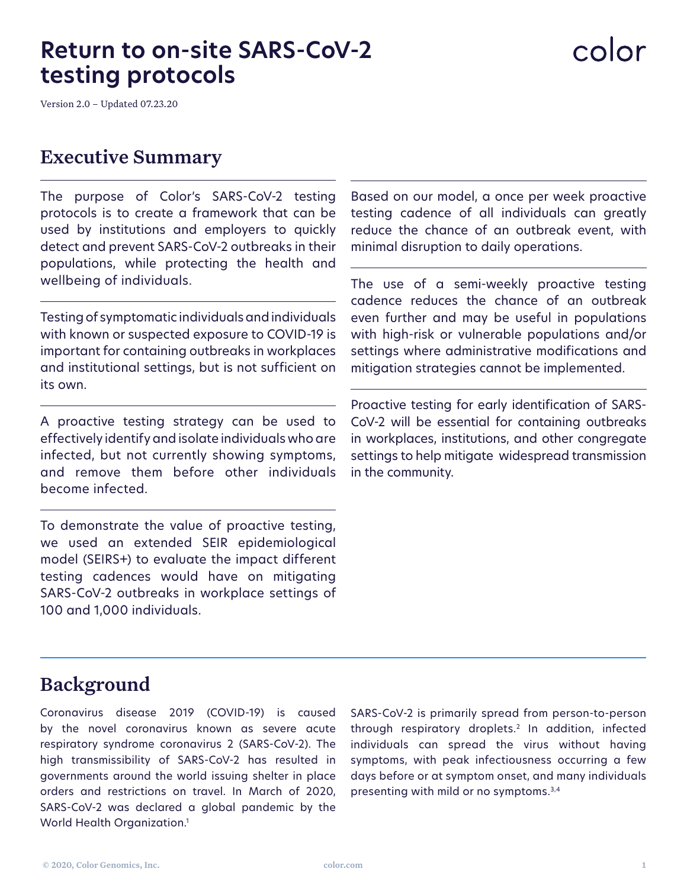# Return to on-site SARS-CoV-2 testing protocols

color

Version 2.0 – Updated 07.23.20

## Executive Summary

The purpose of Color's SARS-CoV-2 testing protocols is to create a framework that can be used by institutions and employers to quickly detect and prevent SARS-CoV-2 outbreaks in their populations, while protecting the health and wellbeing of individuals.

Testing of symptomatic individuals and individuals with known or suspected exposure to COVID-19 is important for containing outbreaks in workplaces and institutional settings, but is not sufficient on its own.

A proactive testing strategy can be used to effectively identify and isolate individuals who are infected, but not currently showing symptoms, and remove them before other individuals become infected.

To demonstrate the value of proactive testing, we used an extended SEIR epidemiological model (SEIRS+) to evaluate the impact different testing cadences would have on mitigating SARS-CoV-2 outbreaks in workplace settings of 100 and 1,000 individuals.

Based on our model, a once per week proactive testing cadence of all individuals can greatly reduce the chance of an outbreak event, with minimal disruption to daily operations.

The use of a semi-weekly proactive testing cadence reduces the chance of an outbreak even further and may be useful in populations with high-risk or vulnerable populations and/or settings where administrative modifications and mitigation strategies cannot be implemented.

Proactive testing for early identification of SARS-CoV-2 will be essential for containing outbreaks in workplaces, institutions, and other congregate settings to help mitigate widespread transmission in the community.

## Background

Coronavirus disease 2019 (COVID-19) is caused by the novel coronavirus known as severe acute respiratory syndrome coronavirus 2 (SARS-CoV-2). The high transmissibility of SARS-CoV-2 has resulted in governments around the world issuing shelter in place orders and restrictions on travel. In March of 2020, SARS-CoV-2 was declared a global pandemic by the World Health Organization.[1]

SARS-CoV-2 is primarily spread from person-to-person through respiratory droplets.[2] In addition, infected individuals can spread the virus without having symptoms, with peak infectiousness occurring a few days before or at symptom onset, and many individuals presenting with mild or no symptoms.[3,4]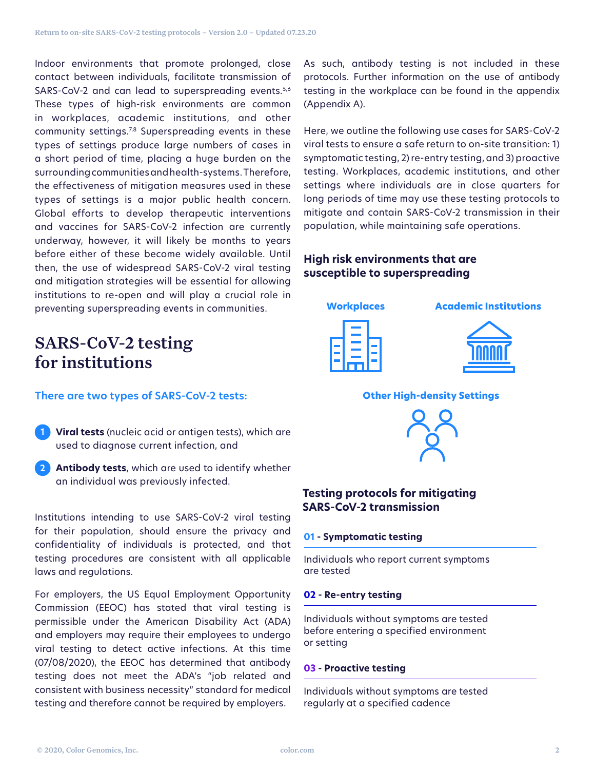Indoor environments that promote prolonged, close contact between individuals, facilitate transmission of SARS-CoV-2 and can lead to superspreading events.[5,6] These types of high-risk environments are common in workplaces, academic institutions, and other community settings.[7,8] Superspreading events in these types of settings produce large numbers of cases in a short period of time, placing a huge burden on the surrounding communities and health-systems. Therefore, the effectiveness of mitigation measures used in these types of settings is a major public health concern. Global efforts to develop therapeutic interventions and vaccines for SARS-CoV-2 infection are currently underway, however, it will likely be months to years before either of these become widely available. Until then, the use of widespread SARS-CoV-2 viral testing and mitigation strategies will be essential for allowing institutions to re-open and will play a crucial role in preventing superspreading events in communities.

# SARS-CoV-2 testing for institutions

### There are two types of SARS-CoV-2 tests:

1. **Viral tests** (nucleic acid or antigen tests), which are used to diagnose current infection, and
2. **Antibody tests**, which are used to identify whether an individual was previously infected.

Institutions intending to use SARS-CoV-2 viral testing for their population, should ensure the privacy and confidentiality of individuals is protected, and that testing procedures are consistent with all applicable laws and regulations.

For employers, the US Equal Employment Opportunity Commission (EEOC) has stated that viral testing is permissible under the American Disability Act (ADA) and employers may require their employees to undergo viral testing to detect active infections. At this time (07/08/2020), the EEOC has determined that antibody testing does not meet the ADA's "job related and consistent with business necessity" standard for medical testing and therefore cannot be required by employers.

As such, antibody testing is not included in these protocols. Further information on the use of antibody testing in the workplace can be found in the appendix (Appendix A).

Here, we outline the following use cases for SARS-CoV-2 viral tests to ensure a safe return to on-site transition: 1) symptomatic testing, 2) re-entry testing, and 3) proactive testing. Workplaces, academic institutions, and other settings where individuals are in close quarters for long periods of time may use these testing protocols to mitigate and contain SARS-CoV-2 transmission in their population, while maintaining safe operations.

### High risk environments that are susceptible to superspreading

- Workplaces
- Academic Institutions
- Other High-density Settings

### Testing protocols for mitigating SARS-CoV-2 transmission

**01 - Symptomatic testing**

Individuals who report current symptoms are tested

**02 - Re-entry testing**

Individuals without symptoms are tested before entering a specified environment or setting

**03 - Proactive testing**

Individuals without symptoms are tested regularly at a specified cadence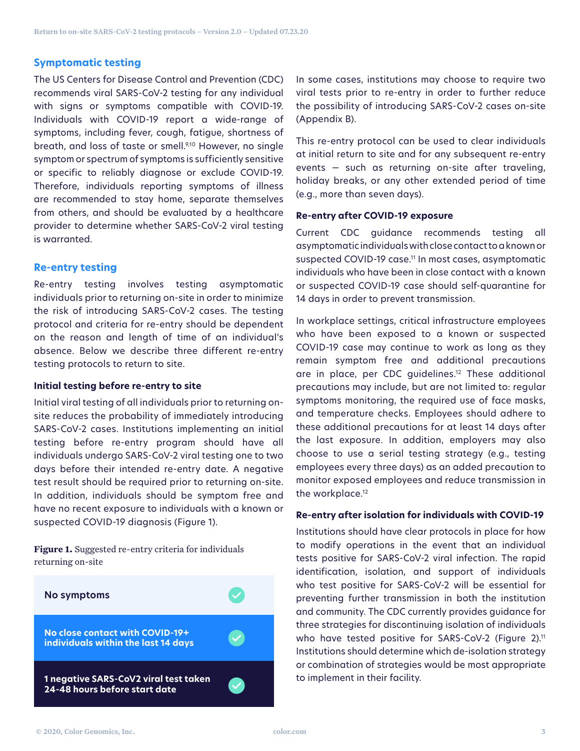## Symptomatic testing

The US Centers for Disease Control and Prevention (CDC) recommends viral SARS-CoV-2 testing for any individual with signs or symptoms compatible with COVID-19. Individuals with COVID-19 report a wide-range of symptoms, including fever, cough, fatigue, shortness of breath, and loss of taste or smell.[9,10] However, no single symptom or spectrum of symptoms is sufficiently sensitive or specific to reliably diagnose or exclude COVID-19. Therefore, individuals reporting symptoms of illness are recommended to stay home, separate themselves from others, and should be evaluated by a healthcare provider to determine whether SARS-CoV-2 viral testing is warranted.

## Re-entry testing

Re-entry testing involves testing asymptomatic individuals prior to returning on-site in order to minimize the risk of introducing SARS-CoV-2 cases. The testing protocol and criteria for re-entry should be dependent on the reason and length of time of an individual's absence. Below we describe three different re-entry testing protocols to return to site.

### Initial testing before re-entry to site

Initial viral testing of all individuals prior to returning on-site reduces the probability of immediately introducing SARS-CoV-2 cases. Institutions implementing an initial testing before re-entry program should have all individuals undergo SARS-CoV-2 viral testing one to two days before their intended re-entry date. A negative test result should be required prior to returning on-site. In addition, individuals should be symptom free and have no recent exposure to individuals with a known or suspected COVID-19 diagnosis (Figure 1).

**Figure 1.** Suggested re-entry criteria for individuals returning on-site

| Criteria | |
|---|---|
| No symptoms | ✓ |
| No close contact with COVID-19+ individuals within the last 14 days | ✓ |
| 1 negative SARS-CoV2 viral test taken 24-48 hours before start date | ✓ |

In some cases, institutions may choose to require two viral tests prior to re-entry in order to further reduce the possibility of introducing SARS-CoV-2 cases on-site (Appendix B).

This re-entry protocol can be used to clear individuals at initial return to site and for any subsequent re-entry events — such as returning on-site after traveling, holiday breaks, or any other extended period of time (e.g., more than seven days).

### Re-entry after COVID-19 exposure

Current CDC guidance recommends testing all asymptomatic individuals with close contact to a known or suspected COVID-19 case.[11] In most cases, asymptomatic individuals who have been in close contact with a known or suspected COVID-19 case should self-quarantine for 14 days in order to prevent transmission.

In workplace settings, critical infrastructure employees who have been exposed to a known or suspected COVID-19 case may continue to work as long as they remain symptom free and additional precautions are in place, per CDC guidelines.[12] These additional precautions may include, but are not limited to: regular symptoms monitoring, the required use of face masks, and temperature checks. Employees should adhere to these additional precautions for at least 14 days after the last exposure. In addition, employers may also choose to use a serial testing strategy (e.g., testing employees every three days) as an added precaution to monitor exposed employees and reduce transmission in the workplace.[12]

### Re-entry after isolation for individuals with COVID-19

Institutions should have clear protocols in place for how to modify operations in the event that an individual tests positive for SARS-CoV-2 viral infection. The rapid identification, isolation, and support of individuals who test positive for SARS-CoV-2 will be essential for preventing further transmission in both the institution and community. The CDC currently provides guidance for three strategies for discontinuing isolation of individuals who have tested positive for SARS-CoV-2 (Figure 2).[11] Institutions should determine which de-isolation strategy or combination of strategies would be most appropriate to implement in their facility.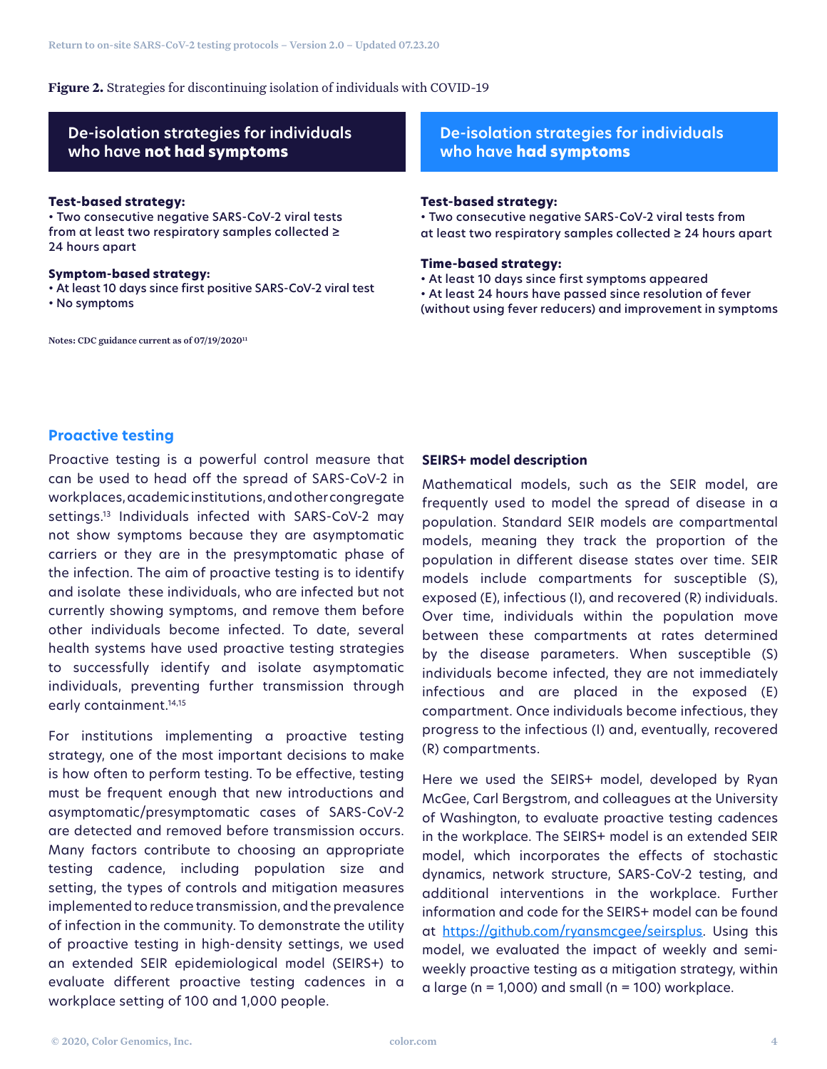**Figure 2.** Strategies for discontinuing isolation of individuals with COVID-19

### De-isolation strategies for individuals who have **not had symptoms**

**Test-based strategy:**
- Two consecutive negative SARS-CoV-2 viral tests from at least two respiratory samples collected ≥ 24 hours apart

**Symptom-based strategy:**
- At least 10 days since first positive SARS-CoV-2 viral test
- No symptoms

### De-isolation strategies for individuals who have **had symptoms**

**Test-based strategy:**
- Two consecutive negative SARS-CoV-2 viral tests from at least two respiratory samples collected ≥ 24 hours apart

**Time-based strategy:**
- At least 10 days since first symptoms appeared
- At least 24 hours have passed since resolution of fever (without using fever reducers) and improvement in symptoms

Notes: CDC guidance current as of 07/19/2020[11]

## Proactive testing

Proactive testing is a powerful control measure that can be used to head off the spread of SARS-CoV-2 in workplaces, academic institutions, and other congregate settings.[13] Individuals infected with SARS-CoV-2 may not show symptoms because they are asymptomatic carriers or they are in the presymptomatic phase of the infection. The aim of proactive testing is to identify and isolate these individuals, who are infected but not currently showing symptoms, and remove them before other individuals become infected. To date, several health systems have used proactive testing strategies to successfully identify and isolate asymptomatic individuals, preventing further transmission through early containment.[14,15]

For institutions implementing a proactive testing strategy, one of the most important decisions to make is how often to perform testing. To be effective, testing must be frequent enough that new introductions and asymptomatic/presymptomatic cases of SARS-CoV-2 are detected and removed before transmission occurs. Many factors contribute to choosing an appropriate testing cadence, including population size and setting, the types of controls and mitigation measures implemented to reduce transmission, and the prevalence of infection in the community. To demonstrate the utility of proactive testing in high-density settings, we used an extended SEIR epidemiological model (SEIRS+) to evaluate different proactive testing cadences in a workplace setting of 100 and 1,000 people.

### SEIRS+ model description

Mathematical models, such as the SEIR model, are frequently used to model the spread of disease in a population. Standard SEIR models are compartmental models, meaning they track the proportion of the population in different disease states over time. SEIR models include compartments for susceptible (S), exposed (E), infectious (I), and recovered (R) individuals. Over time, individuals within the population move between these compartments at rates determined by the disease parameters. When susceptible (S) individuals become infected, they are not immediately infectious and are placed in the exposed (E) compartment. Once individuals become infectious, they progress to the infectious (I) and, eventually, recovered (R) compartments.

Here we used the SEIRS+ model, developed by Ryan McGee, Carl Bergstrom, and colleagues at the University of Washington, to evaluate proactive testing cadences in the workplace. The SEIRS+ model is an extended SEIR model, which incorporates the effects of stochastic dynamics, network structure, SARS-CoV-2 testing, and additional interventions in the workplace. Further information and code for the SEIRS+ model can be found at https://github.com/ryansmcgee/seirsplus. Using this model, we evaluated the impact of weekly and semi-weekly proactive testing as a mitigation strategy, within a large (n = 1,000) and small (n = 100) workplace.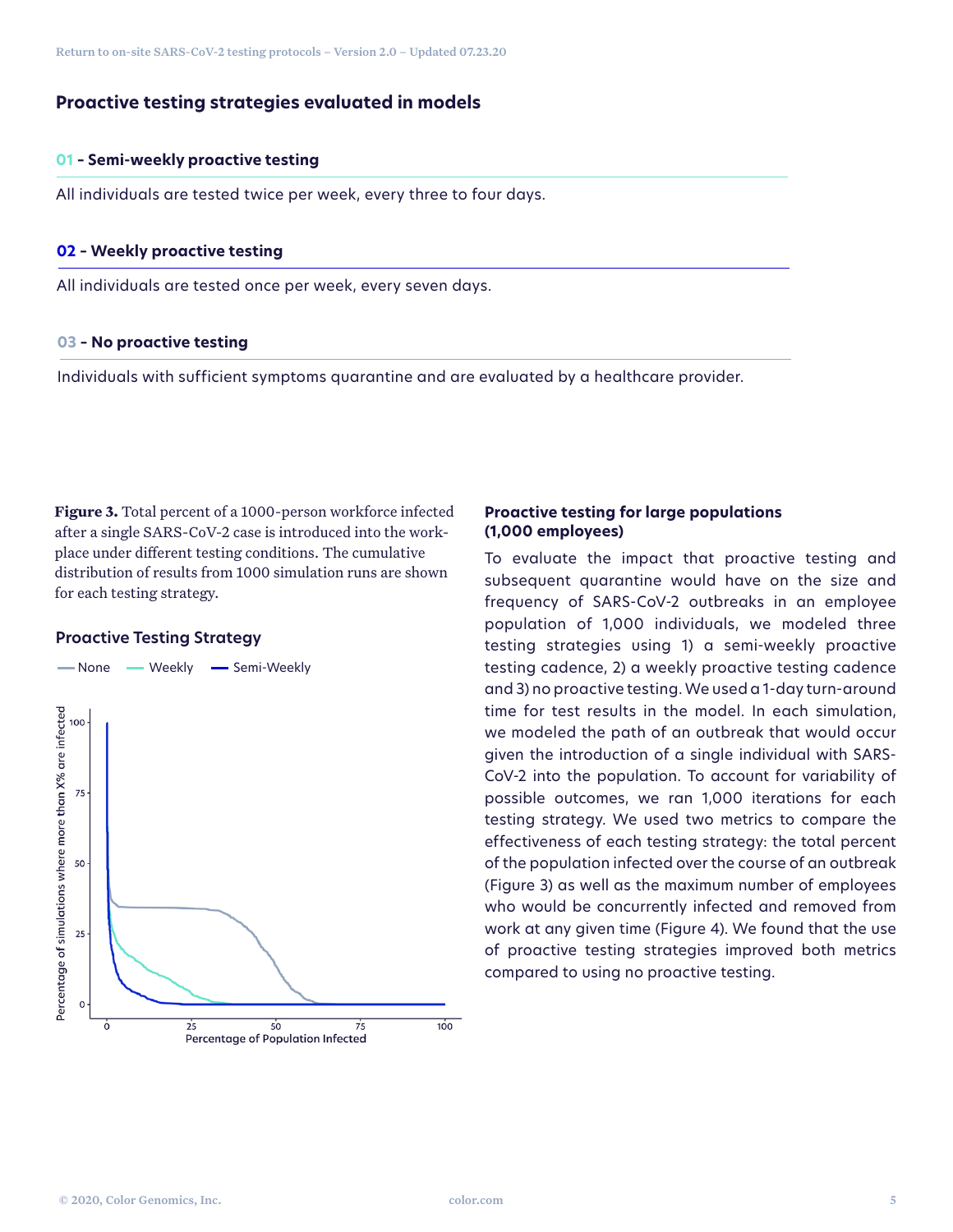## Proactive testing strategies evaluated in models

### 01 - Semi-weekly proactive testing

All individuals are tested twice per week, every three to four days.

### 02 - Weekly proactive testing

All individuals are tested once per week, every seven days.

### 03 - No proactive testing

Individuals with sufficient symptoms quarantine and are evaluated by a healthcare provider.

**Figure 3.** Total percent of a 1000-person workforce infected after a single SARS-CoV-2 case is introduced into the workplace under different testing conditions. The cumulative distribution of results from 1000 simulation runs are shown for each testing strategy.

### Proactive testing for large populations (1,000 employees)

To evaluate the impact that proactive testing and subsequent quarantine would have on the size and frequency of SARS-CoV-2 outbreaks in an employee population of 1,000 individuals, we modeled three testing strategies using 1) a semi-weekly proactive testing cadence, 2) a weekly proactive testing cadence and 3) no proactive testing. We used a 1-day turn-around time for test results in the model. In each simulation, we modeled the path of an outbreak that would occur given the introduction of a single individual with SARS-CoV-2 into the population. To account for variability of possible outcomes, we ran 1,000 iterations for each testing strategy. We used two metrics to compare the effectiveness of each testing strategy: the total percent of the population infected over the course of an outbreak (Figure 3) as well as the maximum number of employees who would be concurrently infected and removed from work at any given time (Figure 4). We found that the use of proactive testing strategies improved both metrics compared to using no proactive testing.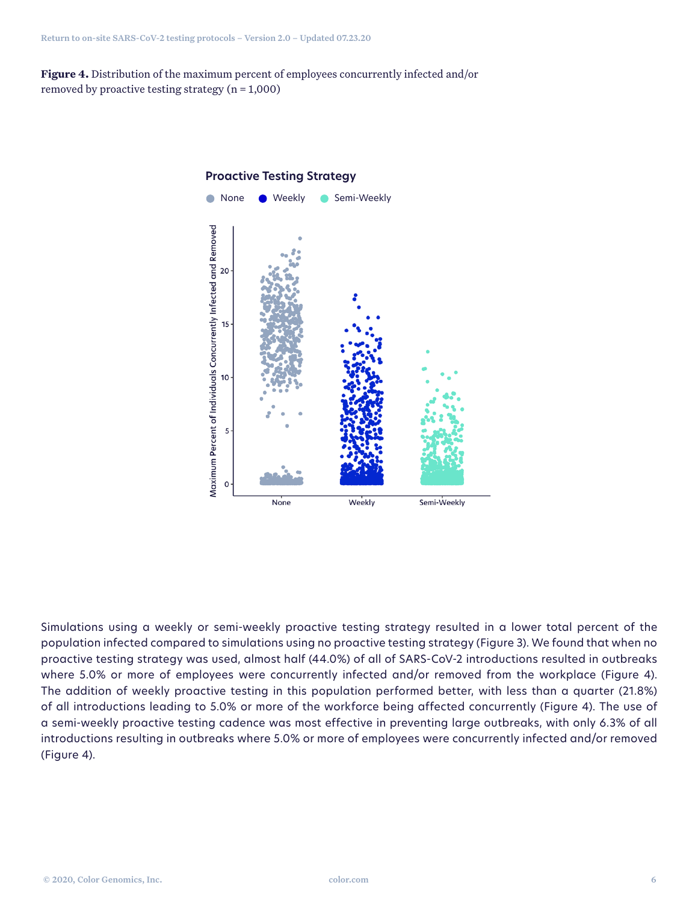**Figure 4.** Distribution of the maximum percent of employees concurrently infected and/or removed by proactive testing strategy (n = 1,000)

Simulations using a weekly or semi-weekly proactive testing strategy resulted in a lower total percent of the population infected compared to simulations using no proactive testing strategy (Figure 3). We found that when no proactive testing strategy was used, almost half (44.0%) of all of SARS-CoV-2 introductions resulted in outbreaks where 5.0% or more of employees were concurrently infected and/or removed from the workplace (Figure 4). The addition of weekly proactive testing in this population performed better, with less than a quarter (21.8%) of all introductions leading to 5.0% or more of the workforce being affected concurrently (Figure 4). The use of a semi-weekly proactive testing cadence was most effective in preventing large outbreaks, with only 6.3% of all introductions resulting in outbreaks where 5.0% or more of employees were concurrently infected and/or removed (Figure 4).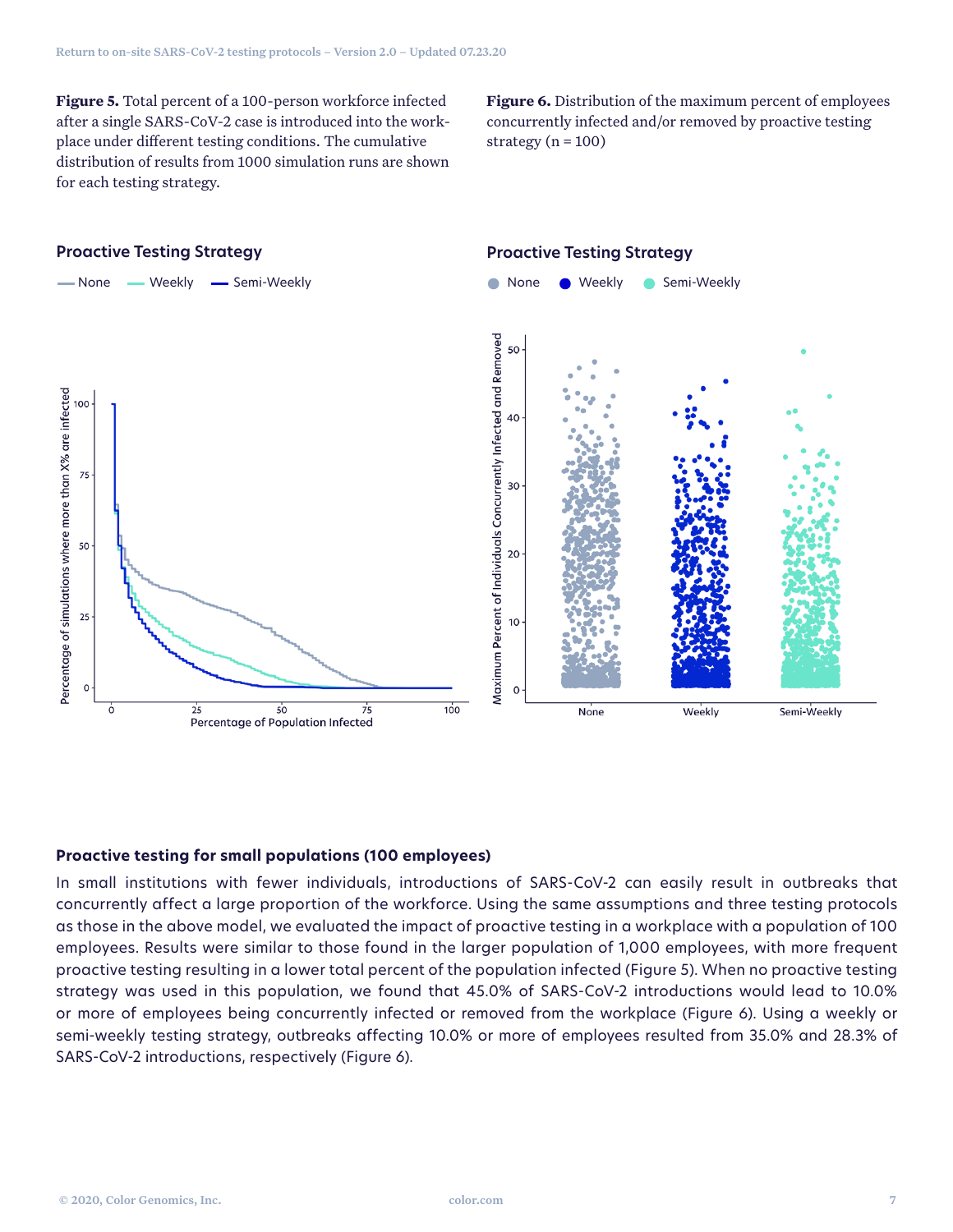**Figure 5.** Total percent of a 100-person workforce infected after a single SARS-CoV-2 case is introduced into the workplace under different testing conditions. The cumulative distribution of results from 1000 simulation runs are shown for each testing strategy.

**Figure 6.** Distribution of the maximum percent of employees concurrently infected and/or removed by proactive testing strategy (n = 100)

### Proactive testing for small populations (100 employees)

In small institutions with fewer individuals, introductions of SARS-CoV-2 can easily result in outbreaks that concurrently affect a large proportion of the workforce. Using the same assumptions and three testing protocols as those in the above model, we evaluated the impact of proactive testing in a workplace with a population of 100 employees. Results were similar to those found in the larger population of 1,000 employees, with more frequent proactive testing resulting in a lower total percent of the population infected (Figure 5). When no proactive testing strategy was used in this population, we found that 45.0% of SARS-CoV-2 introductions would lead to 10.0% or more of employees being concurrently infected or removed from the workplace (Figure 6). Using a weekly or semi-weekly testing strategy, outbreaks affecting 10.0% or more of employees resulted from 35.0% and 28.3% of SARS-CoV-2 introductions, respectively (Figure 6).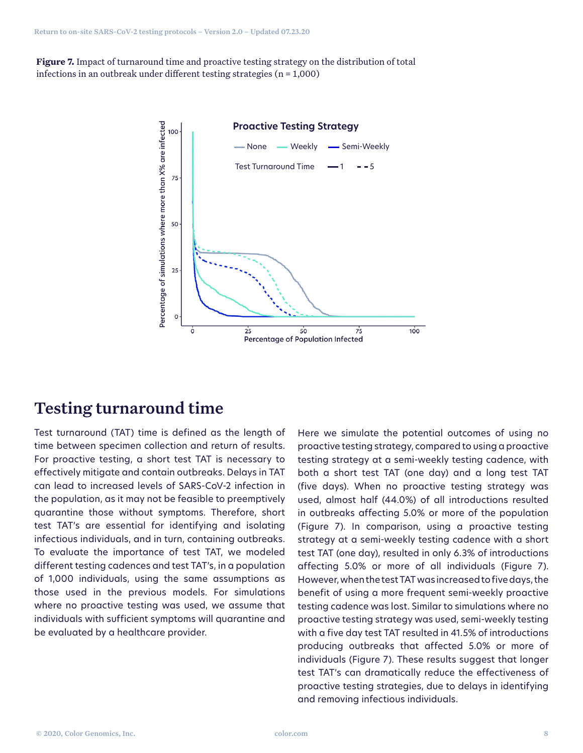**Figure 7.** Impact of turnaround time and proactive testing strategy on the distribution of total infections in an outbreak under different testing strategies (n = 1,000)

## Testing turnaround time

Test turnaround (TAT) time is defined as the length of time between specimen collection and return of results. For proactive testing, a short test TAT is necessary to effectively mitigate and contain outbreaks. Delays in TAT can lead to increased levels of SARS-CoV-2 infection in the population, as it may not be feasible to preemptively quarantine those without symptoms. Therefore, short test TAT's are essential for identifying and isolating infectious individuals, and in turn, containing outbreaks. To evaluate the importance of test TAT, we modeled different testing cadences and test TAT's, in a population of 1,000 individuals, using the same assumptions as those used in the previous models. For simulations where no proactive testing was used, we assume that individuals with sufficient symptoms will quarantine and be evaluated by a healthcare provider.

Here we simulate the potential outcomes of using no proactive testing strategy, compared to using a proactive testing strategy at a semi-weekly testing cadence, with both a short test TAT (one day) and a long test TAT (five days). When no proactive testing strategy was used, almost half (44.0%) of all introductions resulted in outbreaks affecting 5.0% or more of the population (Figure 7). In comparison, using a proactive testing strategy at a semi-weekly testing cadence with a short test TAT (one day), resulted in only 6.3% of introductions affecting 5.0% or more of all individuals (Figure 7). However, when the test TAT was increased to five days, the benefit of using a more frequent semi-weekly proactive testing cadence was lost. Similar to simulations where no proactive testing strategy was used, semi-weekly testing with a five day test TAT resulted in 41.5% of introductions producing outbreaks that affected 5.0% or more of individuals (Figure 7). These results suggest that longer test TAT's can dramatically reduce the effectiveness of proactive testing strategies, due to delays in identifying and removing infectious individuals.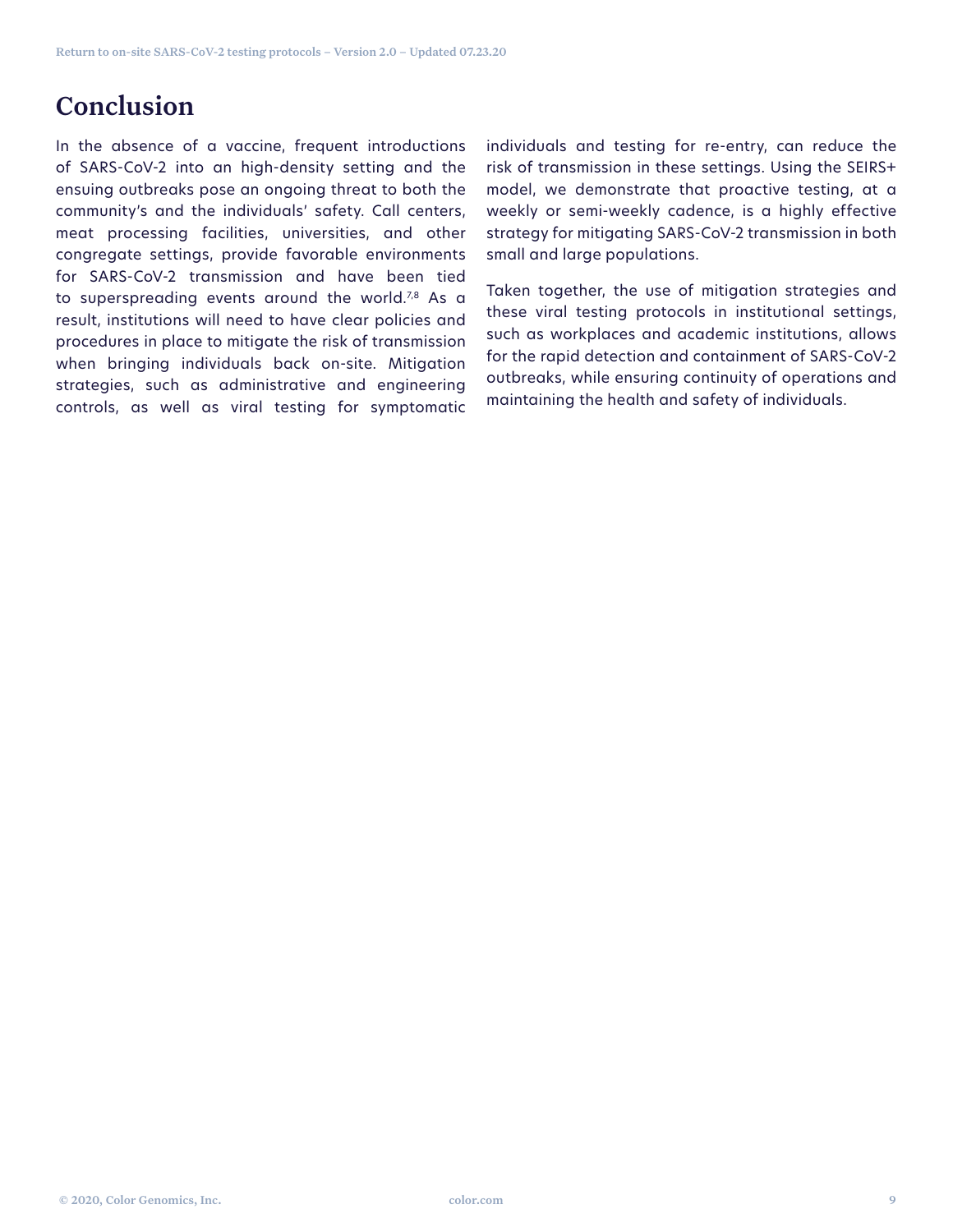# Conclusion

In the absence of a vaccine, frequent introductions of SARS-CoV-2 into an high-density setting and the ensuing outbreaks pose an ongoing threat to both the community's and the individuals' safety. Call centers, meat processing facilities, universities, and other congregate settings, provide favorable environments for SARS-CoV-2 transmission and have been tied to superspreading events around the world.[7,8] As a result, institutions will need to have clear policies and procedures in place to mitigate the risk of transmission when bringing individuals back on-site. Mitigation strategies, such as administrative and engineering controls, as well as viral testing for symptomatic individuals and testing for re-entry, can reduce the risk of transmission in these settings. Using the SEIRS+ model, we demonstrate that proactive testing, at a weekly or semi-weekly cadence, is a highly effective strategy for mitigating SARS-CoV-2 transmission in both small and large populations.

Taken together, the use of mitigation strategies and these viral testing protocols in institutional settings, such as workplaces and academic institutions, allows for the rapid detection and containment of SARS-CoV-2 outbreaks, while ensuring continuity of operations and maintaining the health and safety of individuals.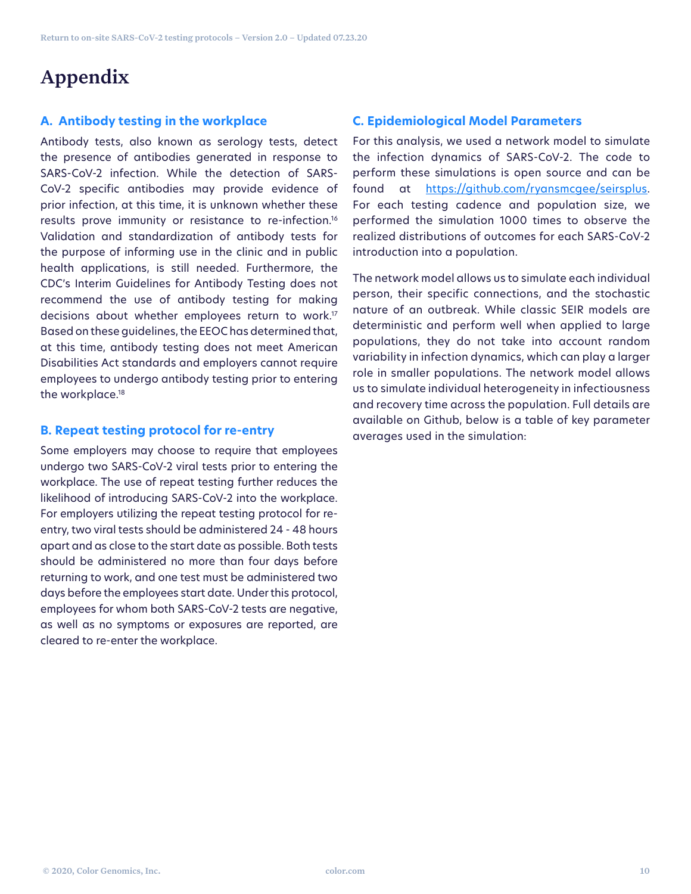# Appendix

## A. Antibody testing in the workplace

Antibody tests, also known as serology tests, detect the presence of antibodies generated in response to SARS-CoV-2 infection. While the detection of SARS-CoV-2 specific antibodies may provide evidence of prior infection, at this time, it is unknown whether these results prove immunity or resistance to re-infection.[16] Validation and standardization of antibody tests for the purpose of informing use in the clinic and in public health applications, is still needed. Furthermore, the CDC's Interim Guidelines for Antibody Testing does not recommend the use of antibody testing for making decisions about whether employees return to work.[17] Based on these guidelines, the EEOC has determined that, at this time, antibody testing does not meet American Disabilities Act standards and employers cannot require employees to undergo antibody testing prior to entering the workplace.[18]

## B. Repeat testing protocol for re-entry

Some employers may choose to require that employees undergo two SARS-CoV-2 viral tests prior to entering the workplace. The use of repeat testing further reduces the likelihood of introducing SARS-CoV-2 into the workplace. For employers utilizing the repeat testing protocol for re-entry, two viral tests should be administered 24 - 48 hours apart and as close to the start date as possible. Both tests should be administered no more than four days before returning to work, and one test must be administered two days before the employees start date. Under this protocol, employees for whom both SARS-CoV-2 tests are negative, as well as no symptoms or exposures are reported, are cleared to re-enter the workplace.

## C. Epidemiological Model Parameters

For this analysis, we used a network model to simulate the infection dynamics of SARS-CoV-2. The code to perform these simulations is open source and can be found at https://github.com/ryansmcgee/seirsplus. For each testing cadence and population size, we performed the simulation 1000 times to observe the realized distributions of outcomes for each SARS-CoV-2 introduction into a population.

The network model allows us to simulate each individual person, their specific connections, and the stochastic nature of an outbreak. While classic SEIR models are deterministic and perform well when applied to large populations, they do not take into account random variability in infection dynamics, which can play a larger role in smaller populations. The network model allows us to simulate individual heterogeneity in infectiousness and recovery time across the population. Full details are available on Github, below is a table of key parameter averages used in the simulation: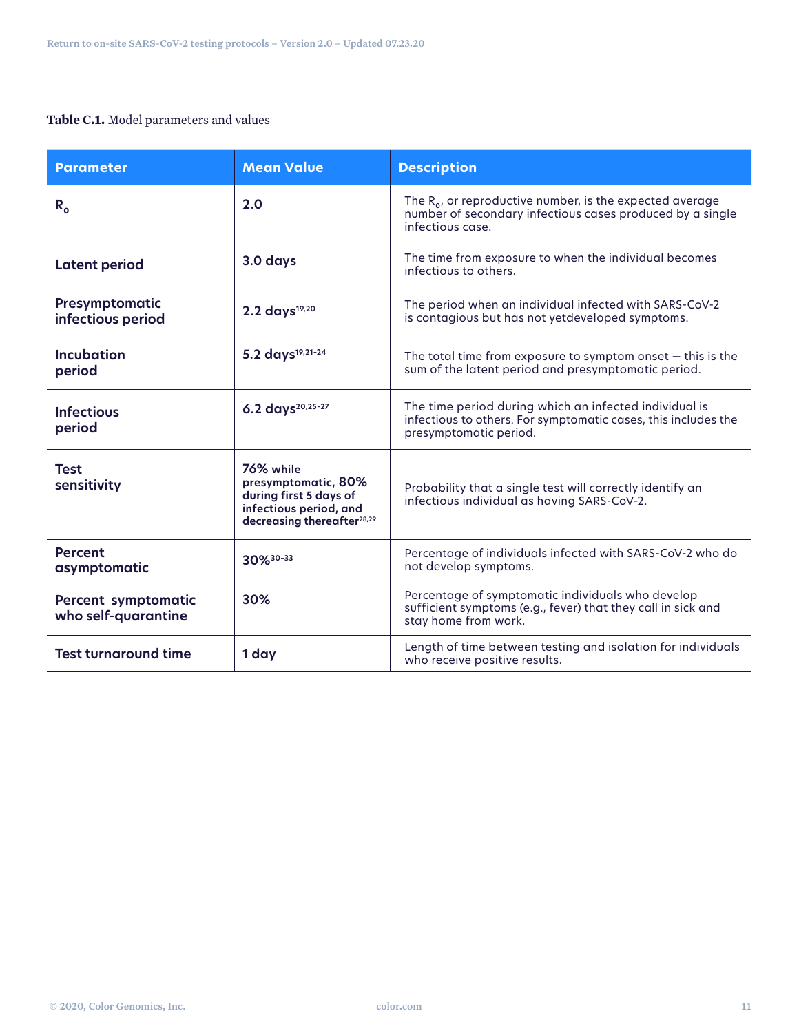**Table C.1.** Model parameters and values

| Parameter | Mean Value | Description |
| --- | --- | --- |
| $R_0$ | 2.0 | The $R_0$, or reproductive number, is the expected average number of secondary infectious cases produced by a single infectious case. |
| Latent period | 3.0 days | The time from exposure to when the individual becomes infectious to others. |
| Presymptomatic infectious period | 2.2 days[19,20] | The period when an individual infected with SARS-CoV-2 is contagious but has not yetdeveloped symptoms. |
| Incubation period | 5.2 days[19,21-24] | The total time from exposure to symptom onset — this is the sum of the latent period and presymptomatic period. |
| Infectious period | 6.2 days[20,25-27] | The time period during which an infected individual is infectious to others. For symptomatic cases, this includes the presymptomatic period. |
| Test sensitivity | 76% while presymptomatic, 80% during first 5 days of infectious period, and decreasing thereafter[28,29] | Probability that a single test will correctly identify an infectious individual as having SARS-CoV-2. |
| Percent asymptomatic | 30%[30-33] | Percentage of individuals infected with SARS-CoV-2 who do not develop symptoms. |
| Percent symptomatic who self-quarantine | 30% | Percentage of symptomatic individuals who develop sufficient symptoms (e.g., fever) that they call in sick and stay home from work. |
| Test turnaround time | 1 day | Length of time between testing and isolation for individuals who receive positive results. |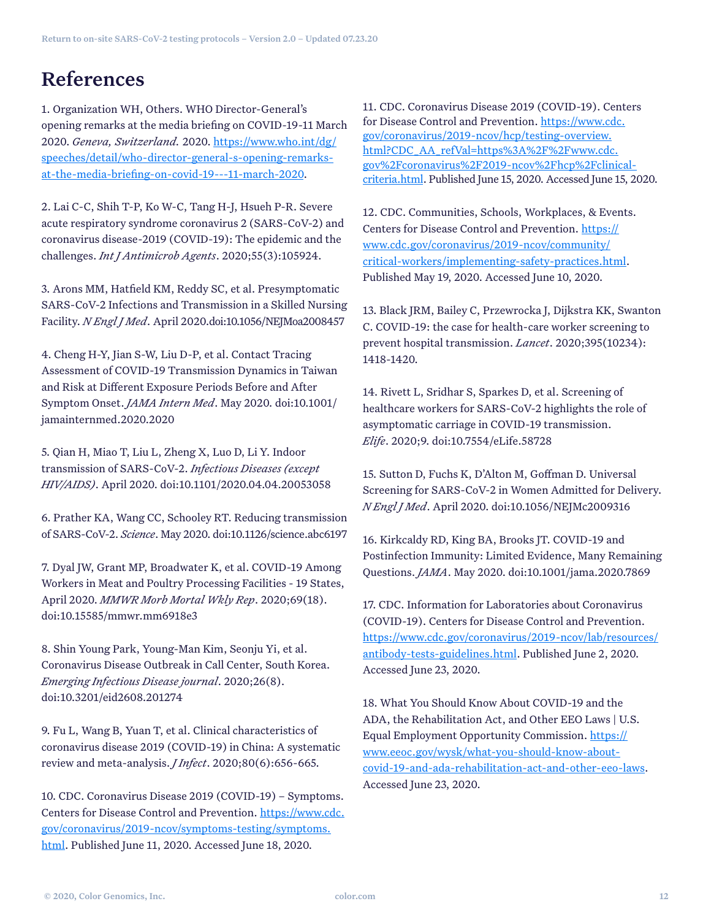# References

1. Organization WH, Others. WHO Director-General's opening remarks at the media briefing on COVID-19-11 March 2020. *Geneva, Switzerland*. 2020. https://www.who.int/dg/speeches/detail/who-director-general-s-opening-remarks-at-the-media-briefing-on-covid-19---11-march-2020.

2. Lai C-C, Shih T-P, Ko W-C, Tang H-J, Hsueh P-R. Severe acute respiratory syndrome coronavirus 2 (SARS-CoV-2) and coronavirus disease-2019 (COVID-19): The epidemic and the challenges. *Int J Antimicrob Agents*. 2020;55(3):105924.

3. Arons MM, Hatfield KM, Reddy SC, et al. Presymptomatic SARS-CoV-2 Infections and Transmission in a Skilled Nursing Facility. *N Engl J Med*. April 2020.doi:10.1056/NEJMoa2008457

4. Cheng H-Y, Jian S-W, Liu D-P, et al. Contact Tracing Assessment of COVID-19 Transmission Dynamics in Taiwan and Risk at Different Exposure Periods Before and After Symptom Onset. *JAMA Intern Med*. May 2020. doi:10.1001/jamainternmed.2020.2020

5. Qian H, Miao T, Liu L, Zheng X, Luo D, Li Y. Indoor transmission of SARS-CoV-2. *Infectious Diseases (except HIV/AIDS)*. April 2020. doi:10.1101/2020.04.04.20053058

6. Prather KA, Wang CC, Schooley RT. Reducing transmission of SARS-CoV-2. *Science*. May 2020. doi:10.1126/science.abc6197

7. Dyal JW, Grant MP, Broadwater K, et al. COVID-19 Among Workers in Meat and Poultry Processing Facilities - 19 States, April 2020. *MMWR Morb Mortal Wkly Rep*. 2020;69(18). doi:10.15585/mmwr.mm6918e3

8. Shin Young Park, Young-Man Kim, Seonju Yi, et al. Coronavirus Disease Outbreak in Call Center, South Korea. *Emerging Infectious Disease journal*. 2020;26(8). doi:10.3201/eid2608.201274

9. Fu L, Wang B, Yuan T, et al. Clinical characteristics of coronavirus disease 2019 (COVID-19) in China: A systematic review and meta-analysis. *J Infect*. 2020;80(6):656-665.

10. CDC. Coronavirus Disease 2019 (COVID-19) – Symptoms. Centers for Disease Control and Prevention. https://www.cdc.gov/coronavirus/2019-ncov/symptoms-testing/symptoms.html. Published June 11, 2020. Accessed June 18, 2020.

11. CDC. Coronavirus Disease 2019 (COVID-19). Centers for Disease Control and Prevention. https://www.cdc.gov/coronavirus/2019-ncov/hcp/testing-overview.html?CDC_AA_refVal=https%3A%2F%2Fwww.cdc.gov%2Fcoronavirus%2F2019-ncov%2Fhcp%2Fclinical-criteria.html. Published June 15, 2020. Accessed June 15, 2020.

12. CDC. Communities, Schools, Workplaces, & Events. Centers for Disease Control and Prevention. https://www.cdc.gov/coronavirus/2019-ncov/community/critical-workers/implementing-safety-practices.html. Published May 19, 2020. Accessed June 10, 2020.

13. Black JRM, Bailey C, Przewrocka J, Dijkstra KK, Swanton C. COVID-19: the case for health-care worker screening to prevent hospital transmission. *Lancet*. 2020;395(10234): 1418-1420.

14. Rivett L, Sridhar S, Sparkes D, et al. Screening of healthcare workers for SARS-CoV-2 highlights the role of asymptomatic carriage in COVID-19 transmission. *Elife*. 2020;9. doi:10.7554/eLife.58728

15. Sutton D, Fuchs K, D'Alton M, Goffman D. Universal Screening for SARS-CoV-2 in Women Admitted for Delivery. *N Engl J Med*. April 2020. doi:10.1056/NEJMc2009316

16. Kirkcaldy RD, King BA, Brooks JT. COVID-19 and Postinfection Immunity: Limited Evidence, Many Remaining Questions. *JAMA*. May 2020. doi:10.1001/jama.2020.7869

17. CDC. Information for Laboratories about Coronavirus (COVID-19). Centers for Disease Control and Prevention. https://www.cdc.gov/coronavirus/2019-ncov/lab/resources/antibody-tests-guidelines.html. Published June 2, 2020. Accessed June 23, 2020.

18. What You Should Know About COVID-19 and the ADA, the Rehabilitation Act, and Other EEO Laws | U.S. Equal Employment Opportunity Commission. https://www.eeoc.gov/wysk/what-you-should-know-about-covid-19-and-ada-rehabilitation-act-and-other-eeo-laws. Accessed June 23, 2020.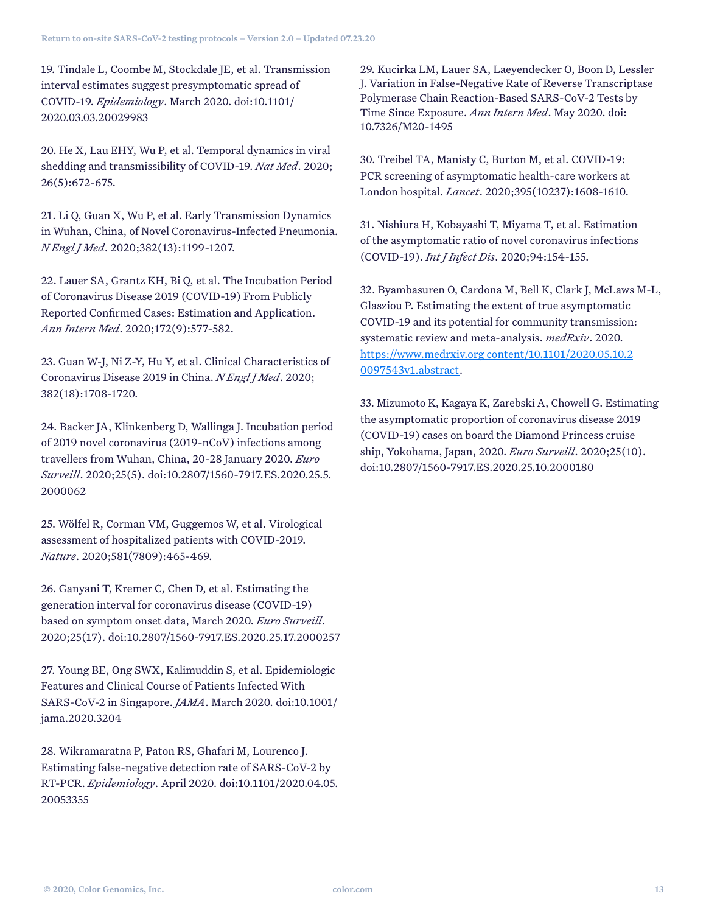19. Tindale L, Coombe M, Stockdale JE, et al. Transmission interval estimates suggest presymptomatic spread of COVID-19. *Epidemiology*. March 2020. doi:10.1101/2020.03.03.20029983

20. He X, Lau EHY, Wu P, et al. Temporal dynamics in viral shedding and transmissibility of COVID-19. *Nat Med*. 2020;26(5):672-675.

21. Li Q, Guan X, Wu P, et al. Early Transmission Dynamics in Wuhan, China, of Novel Coronavirus-Infected Pneumonia. *N Engl J Med*. 2020;382(13):1199-1207.

22. Lauer SA, Grantz KH, Bi Q, et al. The Incubation Period of Coronavirus Disease 2019 (COVID-19) From Publicly Reported Confirmed Cases: Estimation and Application. *Ann Intern Med*. 2020;172(9):577-582.

23. Guan W-J, Ni Z-Y, Hu Y, et al. Clinical Characteristics of Coronavirus Disease 2019 in China. *N Engl J Med*. 2020;382(18):1708-1720.

24. Backer JA, Klinkenberg D, Wallinga J. Incubation period of 2019 novel coronavirus (2019-nCoV) infections among travellers from Wuhan, China, 20-28 January 2020. *Euro Surveill*. 2020;25(5). doi:10.2807/1560-7917.ES.2020.25.5.2000062

25. Wölfel R, Corman VM, Guggemos W, et al. Virological assessment of hospitalized patients with COVID-2019. *Nature*. 2020;581(7809):465-469.

26. Ganyani T, Kremer C, Chen D, et al. Estimating the generation interval for coronavirus disease (COVID-19) based on symptom onset data, March 2020. *Euro Surveill*. 2020;25(17). doi:10.2807/1560-7917.ES.2020.25.17.2000257

27. Young BE, Ong SWX, Kalimuddin S, et al. Epidemiologic Features and Clinical Course of Patients Infected With SARS-CoV-2 in Singapore. *JAMA*. March 2020. doi:10.1001/jama.2020.3204

28. Wikramaratna P, Paton RS, Ghafari M, Lourenco J. Estimating false-negative detection rate of SARS-CoV-2 by RT-PCR. *Epidemiology*. April 2020. doi:10.1101/2020.04.05.20053355

29. Kucirka LM, Lauer SA, Laeyendecker O, Boon D, Lessler J. Variation in False-Negative Rate of Reverse Transcriptase Polymerase Chain Reaction-Based SARS-CoV-2 Tests by Time Since Exposure. *Ann Intern Med*. May 2020. doi:10.7326/M20-1495

30. Treibel TA, Manisty C, Burton M, et al. COVID-19: PCR screening of asymptomatic health-care workers at London hospital. *Lancet*. 2020;395(10237):1608-1610.

31. Nishiura H, Kobayashi T, Miyama T, et al. Estimation of the asymptomatic ratio of novel coronavirus infections (COVID-19). *Int J Infect Dis*. 2020;94:154-155.

32. Byambasuren O, Cardona M, Bell K, Clark J, McLaws M-L, Glasziou P. Estimating the extent of true asymptomatic COVID-19 and its potential for community transmission: systematic review and meta-analysis. *medRxiv*. 2020. https://www.medrxiv.org content/10.1101/2020.05.10.20097543v1.abstract.

33. Mizumoto K, Kagaya K, Zarebski A, Chowell G. Estimating the asymptomatic proportion of coronavirus disease 2019 (COVID-19) cases on board the Diamond Princess cruise ship, Yokohama, Japan, 2020. *Euro Surveill*. 2020;25(10). doi:10.2807/1560-7917.ES.2020.25.10.2000180